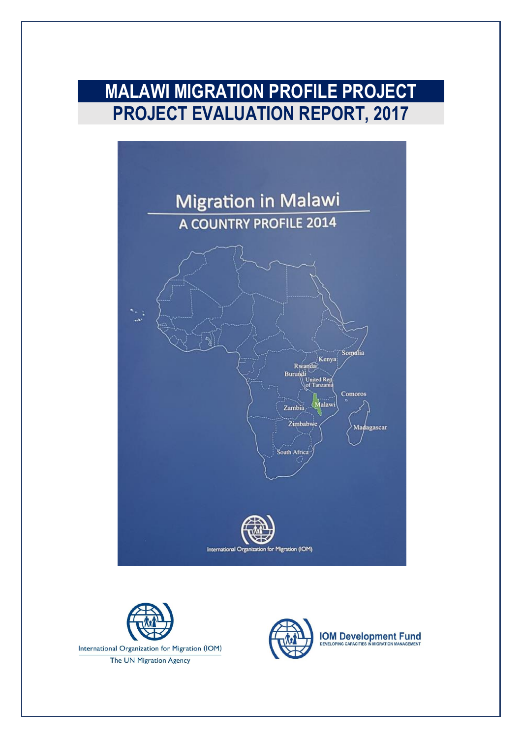# MALAWI MIGRATION PROFILE PROJECT

# PROJECT EVALUATION REPORT, 2017

Migration in Malawi

A COUNTRY PROFILE 2014

International Organization for Migration (IOM)

International Organization for Migration (IOM)
The UN Migration Agency

IOM Development Fund
DEVELOPING CAPACITIES IN MIGRATION MANAGEMENT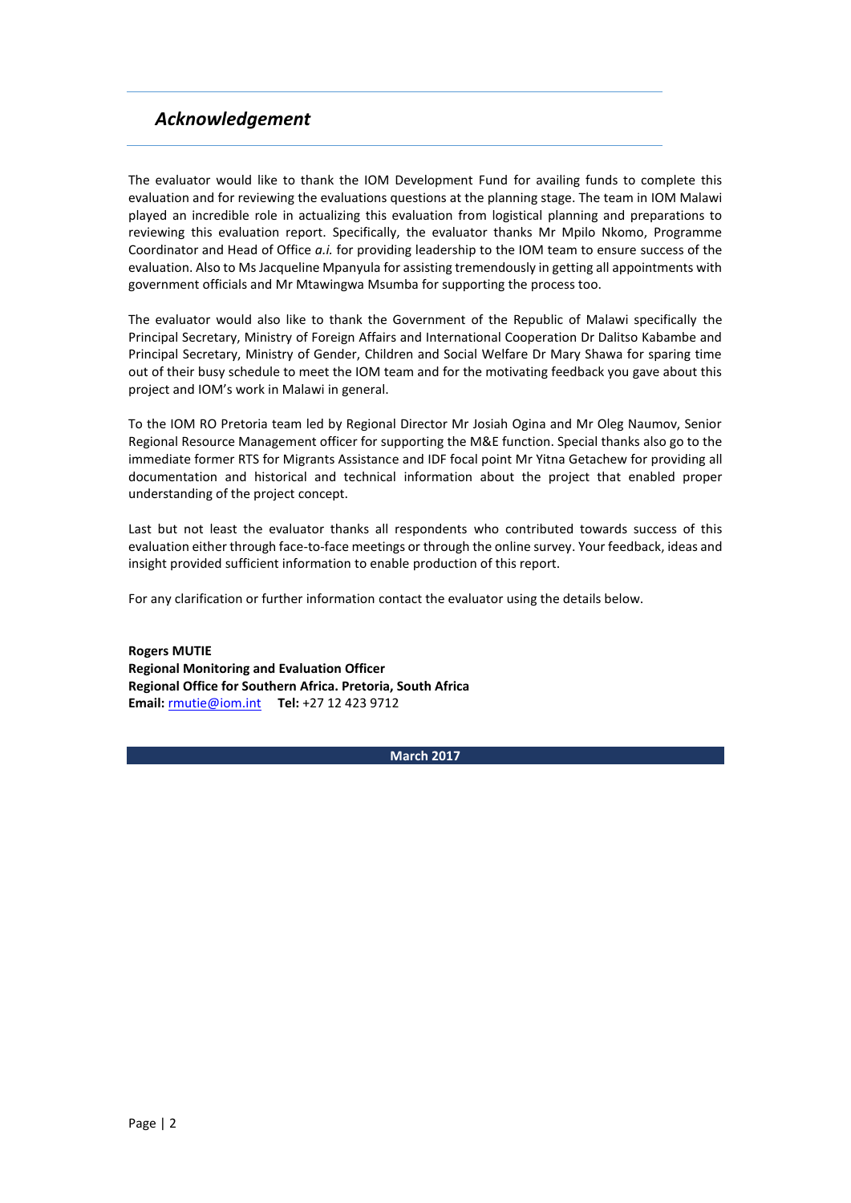## *Acknowledgement*

The evaluator would like to thank the IOM Development Fund for availing funds to complete this evaluation and for reviewing the evaluations questions at the planning stage. The team in IOM Malawi played an incredible role in actualizing this evaluation from logistical planning and preparations to reviewing this evaluation report. Specifically, the evaluator thanks Mr Mpilo Nkomo, Programme Coordinator and Head of Office *a.i.* for providing leadership to the IOM team to ensure success of the evaluation. Also to Ms Jacqueline Mpanyula for assisting tremendously in getting all appointments with government officials and Mr Mtawingwa Msumba for supporting the process too.

The evaluator would also like to thank the Government of the Republic of Malawi specifically the Principal Secretary, Ministry of Foreign Affairs and International Cooperation Dr Dalitso Kabambe and Principal Secretary, Ministry of Gender, Children and Social Welfare Dr Mary Shawa for sparing time out of their busy schedule to meet the IOM team and for the motivating feedback you gave about this project and IOM's work in Malawi in general.

To the IOM RO Pretoria team led by Regional Director Mr Josiah Ogina and Mr Oleg Naumov, Senior Regional Resource Management officer for supporting the M&E function. Special thanks also go to the immediate former RTS for Migrants Assistance and IDF focal point Mr Yitna Getachew for providing all documentation and historical and technical information about the project that enabled proper understanding of the project concept.

Last but not least the evaluator thanks all respondents who contributed towards success of this evaluation either through face-to-face meetings or through the online survey. Your feedback, ideas and insight provided sufficient information to enable production of this report.

For any clarification or further information contact the evaluator using the details below.

**Rogers MUTIE**
**Regional Monitoring and Evaluation Officer**
**Regional Office for Southern Africa. Pretoria, South Africa**
**Email:** rmutie@iom.int **Tel:** +27 12 423 9712

**March 2017**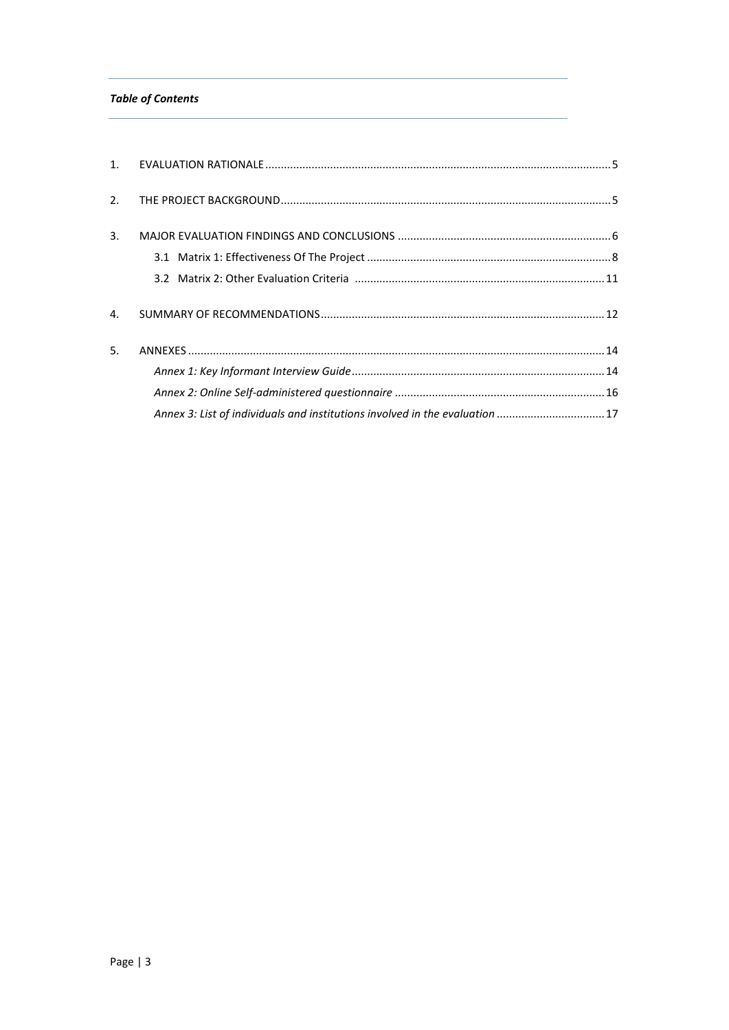***Table of Contents***

1. EVALUATION RATIONALE .......... 5
2. THE PROJECT BACKGROUND .......... 5
3. MAJOR EVALUATION FINDINGS AND CONCLUSIONS .......... 6
   - 3.1 Matrix 1: Effectiveness Of The Project .......... 8
   - 3.2 Matrix 2: Other Evaluation Criteria .......... 11
4. SUMMARY OF RECOMMENDATIONS .......... 12
5. ANNEXES .......... 14
   - *Annex 1: Key Informant Interview Guide* .......... 14
   - *Annex 2: Online Self-administered questionnaire* .......... 16
   - *Annex 3: List of individuals and institutions involved in the evaluation* .......... 17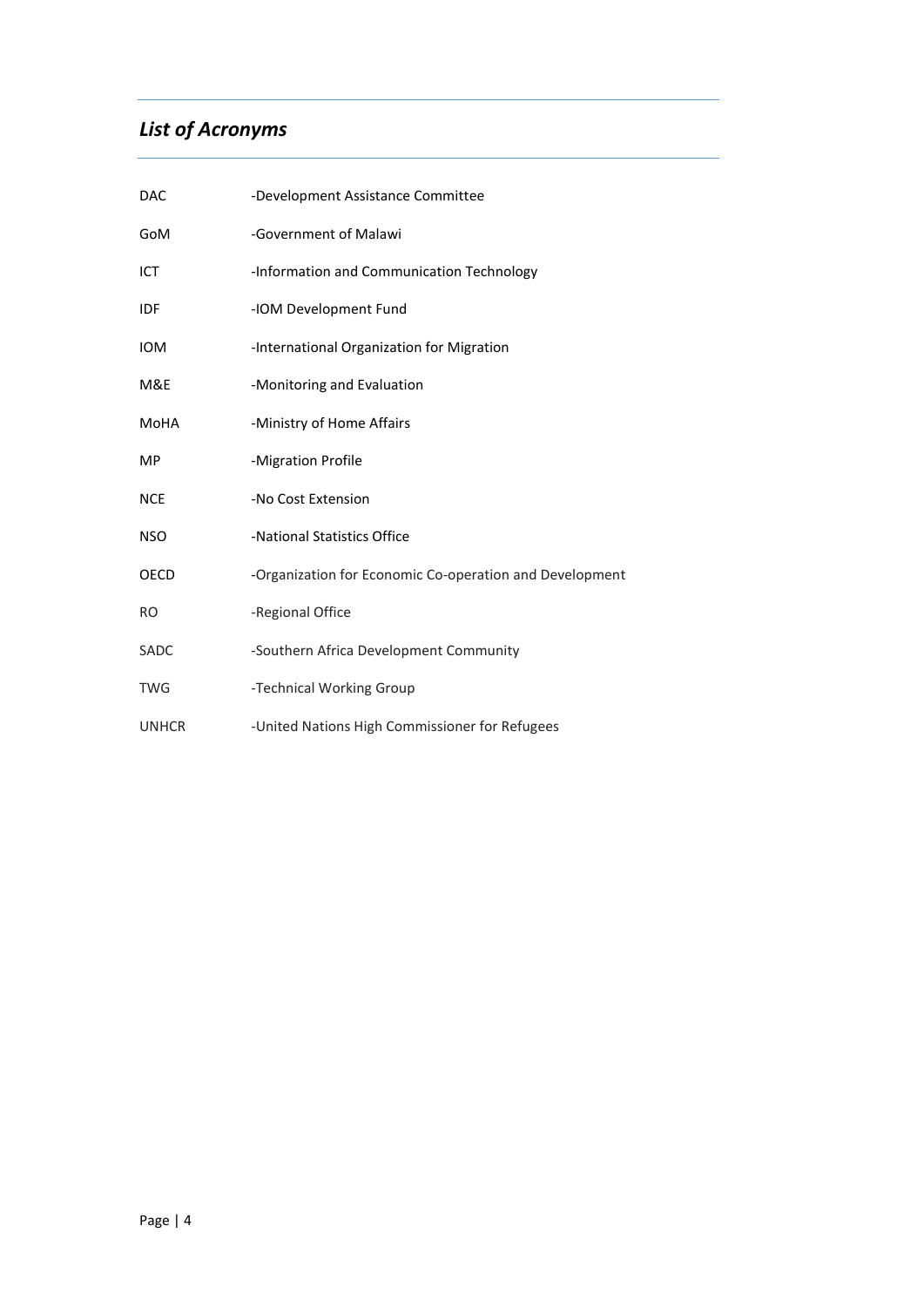## *List of Acronyms*

| | |
|---|---|
| DAC | -Development Assistance Committee |
| GoM | -Government of Malawi |
| ICT | -Information and Communication Technology |
| IDF | -IOM Development Fund |
| IOM | -International Organization for Migration |
| M&E | -Monitoring and Evaluation |
| MoHA | -Ministry of Home Affairs |
| MP | -Migration Profile |
| NCE | -No Cost Extension |
| NSO | -National Statistics Office |
| OECD | -Organization for Economic Co-operation and Development |
| RO | -Regional Office |
| SADC | -Southern Africa Development Community |
| TWG | -Technical Working Group |
| UNHCR | -United Nations High Commissioner for Refugees |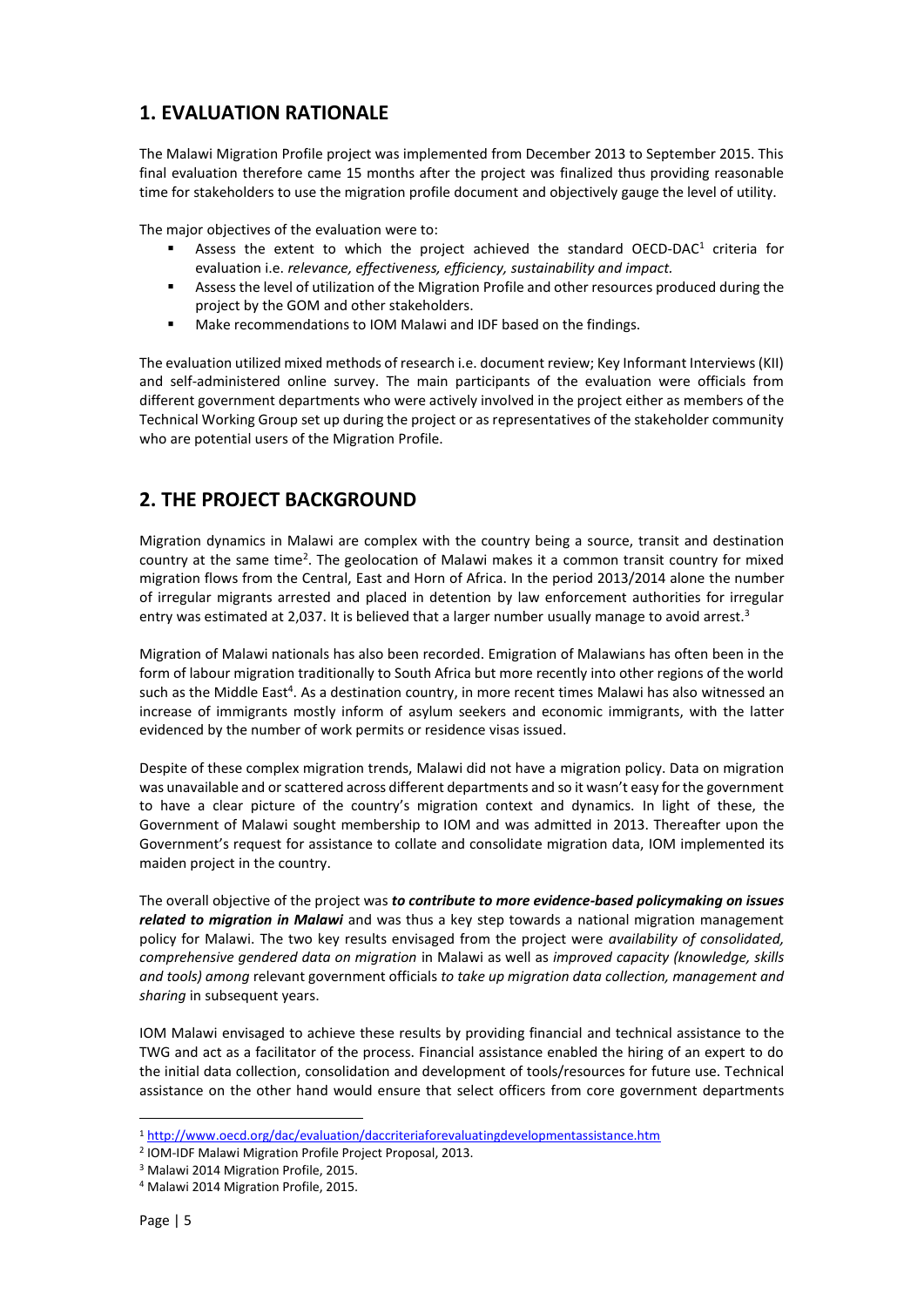## 1. EVALUATION RATIONALE

The Malawi Migration Profile project was implemented from December 2013 to September 2015. This final evaluation therefore came 15 months after the project was finalized thus providing reasonable time for stakeholders to use the migration profile document and objectively gauge the level of utility.

The major objectives of the evaluation were to:

- Assess the extent to which the project achieved the standard OECD-DAC[1] criteria for evaluation i.e. *relevance, effectiveness, efficiency, sustainability and impact.*
- Assess the level of utilization of the Migration Profile and other resources produced during the project by the GOM and other stakeholders.
- Make recommendations to IOM Malawi and IDF based on the findings.

The evaluation utilized mixed methods of research i.e. document review; Key Informant Interviews (KII) and self-administered online survey. The main participants of the evaluation were officials from different government departments who were actively involved in the project either as members of the Technical Working Group set up during the project or as representatives of the stakeholder community who are potential users of the Migration Profile.

## 2. THE PROJECT BACKGROUND

Migration dynamics in Malawi are complex with the country being a source, transit and destination country at the same time[2]. The geolocation of Malawi makes it a common transit country for mixed migration flows from the Central, East and Horn of Africa. In the period 2013/2014 alone the number of irregular migrants arrested and placed in detention by law enforcement authorities for irregular entry was estimated at 2,037. It is believed that a larger number usually manage to avoid arrest.[3]

Migration of Malawi nationals has also been recorded. Emigration of Malawians has often been in the form of labour migration traditionally to South Africa but more recently into other regions of the world such as the Middle East[4]. As a destination country, in more recent times Malawi has also witnessed an increase of immigrants mostly inform of asylum seekers and economic immigrants, with the latter evidenced by the number of work permits or residence visas issued.

Despite of these complex migration trends, Malawi did not have a migration policy. Data on migration was unavailable and or scattered across different departments and so it wasn't easy for the government to have a clear picture of the country's migration context and dynamics. In light of these, the Government of Malawi sought membership to IOM and was admitted in 2013. Thereafter upon the Government's request for assistance to collate and consolidate migration data, IOM implemented its maiden project in the country.

The overall objective of the project was ***to contribute to more evidence-based policymaking on issues related to migration in Malawi*** and was thus a key step towards a national migration management policy for Malawi. The two key results envisaged from the project were *availability of consolidated, comprehensive gendered data on migration* in Malawi as well as *improved capacity (knowledge, skills and tools) among* relevant government officials *to take up migration data collection, management and sharing* in subsequent years.

IOM Malawi envisaged to achieve these results by providing financial and technical assistance to the TWG and act as a facilitator of the process. Financial assistance enabled the hiring of an expert to do the initial data collection, consolidation and development of tools/resources for future use. Technical assistance on the other hand would ensure that select officers from core government departments

---

[1] http://www.oecd.org/dac/evaluation/daccriteriaforevaluatingdevelopmentassistance.htm

[2] IOM-IDF Malawi Migration Profile Project Proposal, 2013.

[3] Malawi 2014 Migration Profile, 2015.

[4] Malawi 2014 Migration Profile, 2015.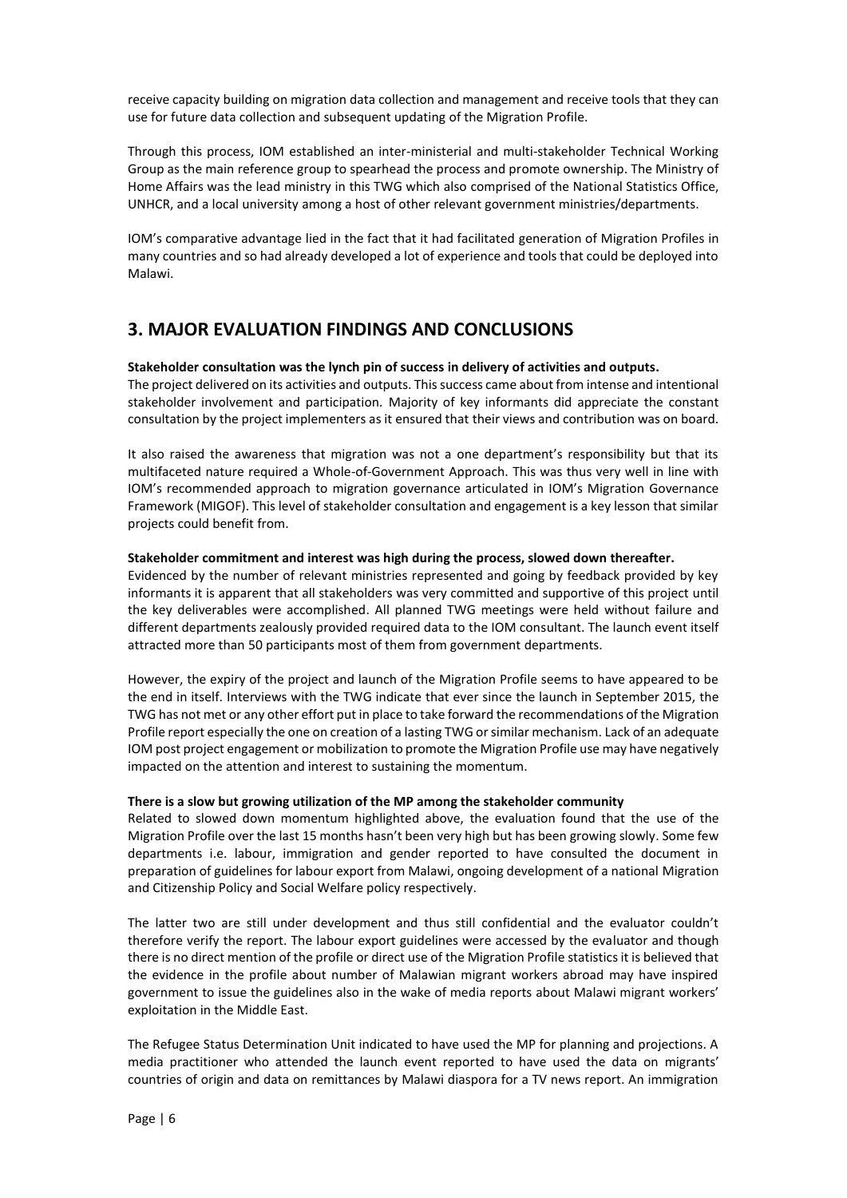receive capacity building on migration data collection and management and receive tools that they can use for future data collection and subsequent updating of the Migration Profile.

Through this process, IOM established an inter-ministerial and multi-stakeholder Technical Working Group as the main reference group to spearhead the process and promote ownership. The Ministry of Home Affairs was the lead ministry in this TWG which also comprised of the National Statistics Office, UNHCR, and a local university among a host of other relevant government ministries/departments.

IOM's comparative advantage lied in the fact that it had facilitated generation of Migration Profiles in many countries and so had already developed a lot of experience and tools that could be deployed into Malawi.

## 3. MAJOR EVALUATION FINDINGS AND CONCLUSIONS

**Stakeholder consultation was the lynch pin of success in delivery of activities and outputs.**

The project delivered on its activities and outputs. This success came about from intense and intentional stakeholder involvement and participation. Majority of key informants did appreciate the constant consultation by the project implementers as it ensured that their views and contribution was on board.

It also raised the awareness that migration was not a one department's responsibility but that its multifaceted nature required a Whole-of-Government Approach. This was thus very well in line with IOM's recommended approach to migration governance articulated in IOM's Migration Governance Framework (MIGOF). This level of stakeholder consultation and engagement is a key lesson that similar projects could benefit from.

**Stakeholder commitment and interest was high during the process, slowed down thereafter.**

Evidenced by the number of relevant ministries represented and going by feedback provided by key informants it is apparent that all stakeholders was very committed and supportive of this project until the key deliverables were accomplished. All planned TWG meetings were held without failure and different departments zealously provided required data to the IOM consultant. The launch event itself attracted more than 50 participants most of them from government departments.

However, the expiry of the project and launch of the Migration Profile seems to have appeared to be the end in itself. Interviews with the TWG indicate that ever since the launch in September 2015, the TWG has not met or any other effort put in place to take forward the recommendations of the Migration Profile report especially the one on creation of a lasting TWG or similar mechanism. Lack of an adequate IOM post project engagement or mobilization to promote the Migration Profile use may have negatively impacted on the attention and interest to sustaining the momentum.

**There is a slow but growing utilization of the MP among the stakeholder community**

Related to slowed down momentum highlighted above, the evaluation found that the use of the Migration Profile over the last 15 months hasn't been very high but has been growing slowly. Some few departments i.e. labour, immigration and gender reported to have consulted the document in preparation of guidelines for labour export from Malawi, ongoing development of a national Migration and Citizenship Policy and Social Welfare policy respectively.

The latter two are still under development and thus still confidential and the evaluator couldn't therefore verify the report. The labour export guidelines were accessed by the evaluator and though there is no direct mention of the profile or direct use of the Migration Profile statistics it is believed that the evidence in the profile about number of Malawian migrant workers abroad may have inspired government to issue the guidelines also in the wake of media reports about Malawi migrant workers' exploitation in the Middle East.

The Refugee Status Determination Unit indicated to have used the MP for planning and projections. A media practitioner who attended the launch event reported to have used the data on migrants' countries of origin and data on remittances by Malawi diaspora for a TV news report. An immigration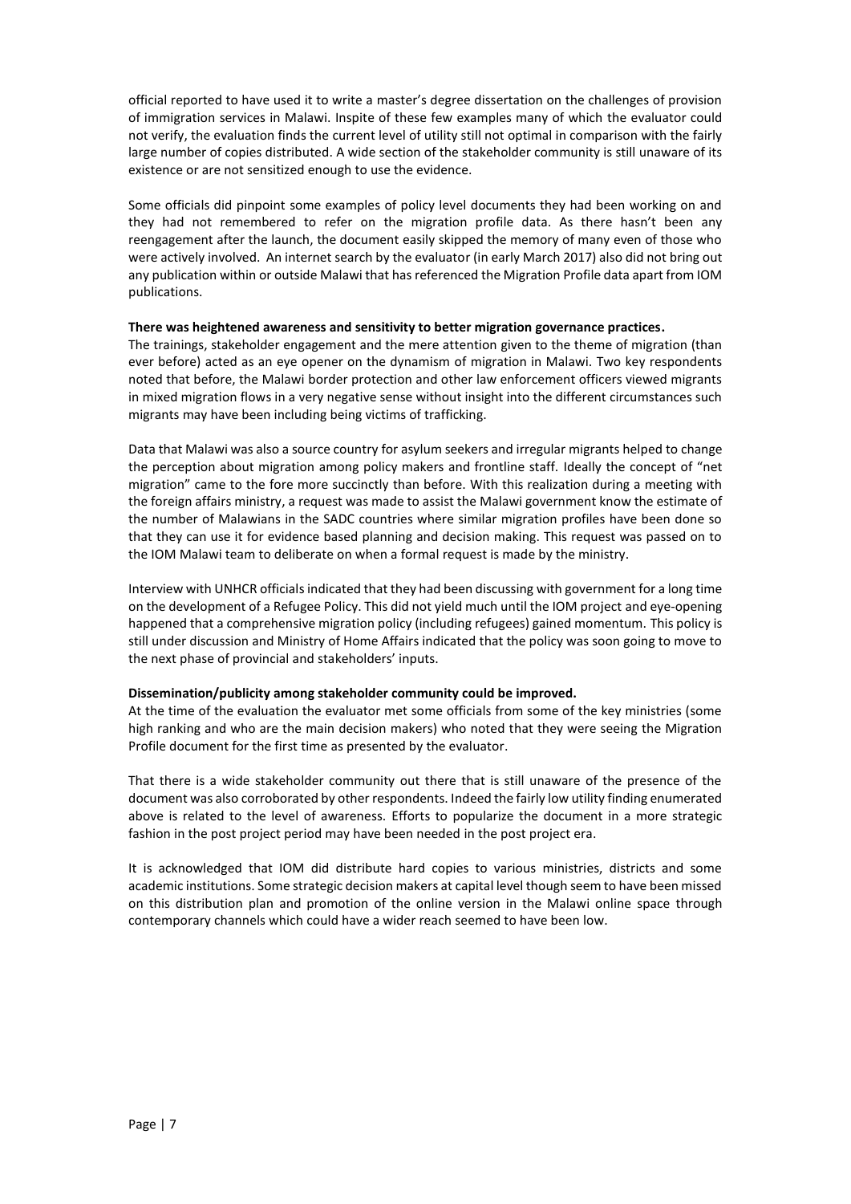official reported to have used it to write a master's degree dissertation on the challenges of provision of immigration services in Malawi. Inspite of these few examples many of which the evaluator could not verify, the evaluation finds the current level of utility still not optimal in comparison with the fairly large number of copies distributed. A wide section of the stakeholder community is still unaware of its existence or are not sensitized enough to use the evidence.

Some officials did pinpoint some examples of policy level documents they had been working on and they had not remembered to refer on the migration profile data. As there hasn't been any reengagement after the launch, the document easily skipped the memory of many even of those who were actively involved. An internet search by the evaluator (in early March 2017) also did not bring out any publication within or outside Malawi that has referenced the Migration Profile data apart from IOM publications.

**There was heightened awareness and sensitivity to better migration governance practices.**

The trainings, stakeholder engagement and the mere attention given to the theme of migration (than ever before) acted as an eye opener on the dynamism of migration in Malawi. Two key respondents noted that before, the Malawi border protection and other law enforcement officers viewed migrants in mixed migration flows in a very negative sense without insight into the different circumstances such migrants may have been including being victims of trafficking.

Data that Malawi was also a source country for asylum seekers and irregular migrants helped to change the perception about migration among policy makers and frontline staff. Ideally the concept of "net migration" came to the fore more succinctly than before. With this realization during a meeting with the foreign affairs ministry, a request was made to assist the Malawi government know the estimate of the number of Malawians in the SADC countries where similar migration profiles have been done so that they can use it for evidence based planning and decision making. This request was passed on to the IOM Malawi team to deliberate on when a formal request is made by the ministry.

Interview with UNHCR officials indicated that they had been discussing with government for a long time on the development of a Refugee Policy. This did not yield much until the IOM project and eye-opening happened that a comprehensive migration policy (including refugees) gained momentum. This policy is still under discussion and Ministry of Home Affairs indicated that the policy was soon going to move to the next phase of provincial and stakeholders' inputs.

**Dissemination/publicity among stakeholder community could be improved.**

At the time of the evaluation the evaluator met some officials from some of the key ministries (some high ranking and who are the main decision makers) who noted that they were seeing the Migration Profile document for the first time as presented by the evaluator.

That there is a wide stakeholder community out there that is still unaware of the presence of the document was also corroborated by other respondents. Indeed the fairly low utility finding enumerated above is related to the level of awareness. Efforts to popularize the document in a more strategic fashion in the post project period may have been needed in the post project era.

It is acknowledged that IOM did distribute hard copies to various ministries, districts and some academic institutions. Some strategic decision makers at capital level though seem to have been missed on this distribution plan and promotion of the online version in the Malawi online space through contemporary channels which could have a wider reach seemed to have been low.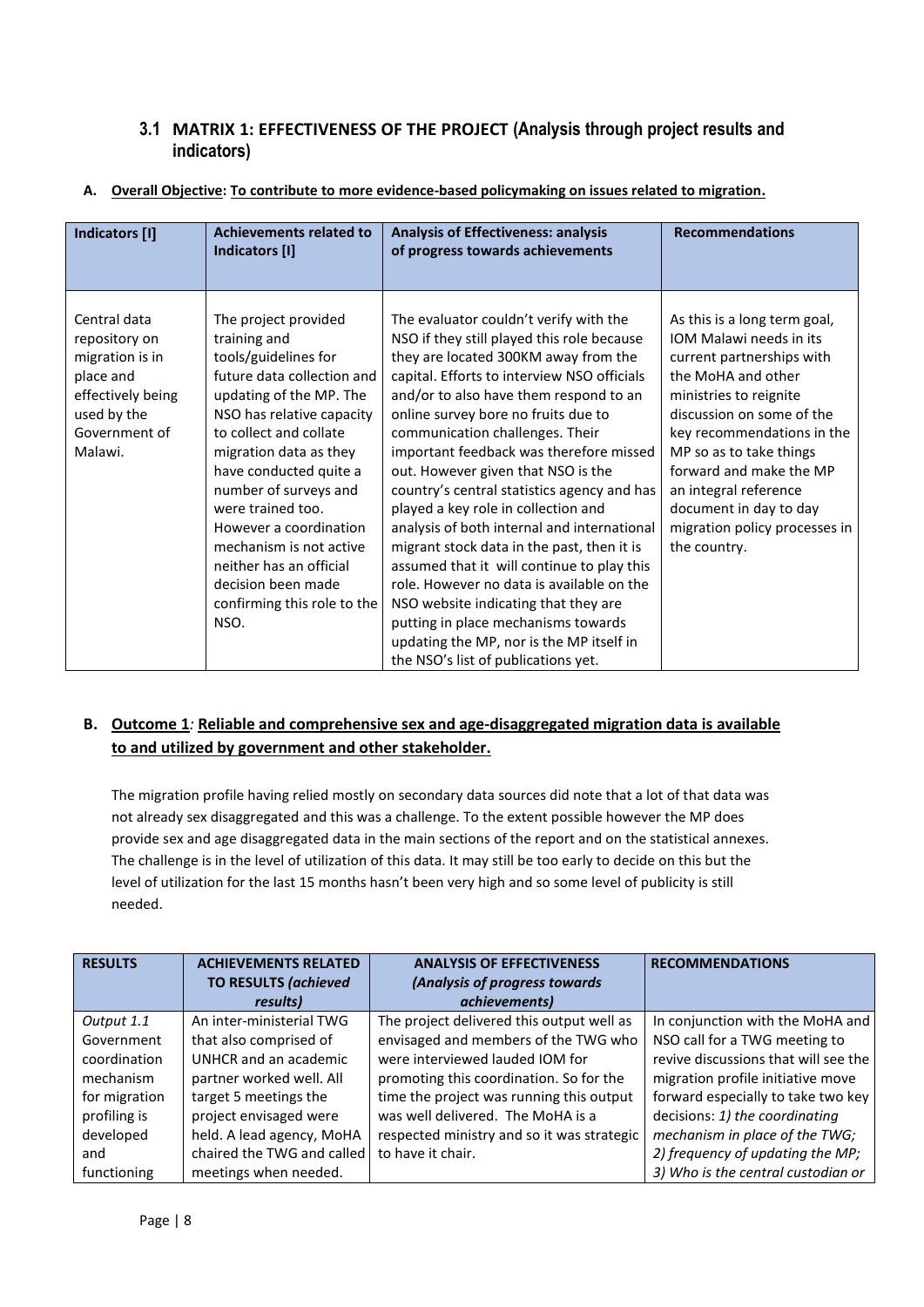### 3.1 MATRIX 1: EFFECTIVENESS OF THE PROJECT (Analysis through project results and indicators)

**A. <u>Overall Objective: To contribute to more evidence-based policymaking on issues related to migration.</u>**

| Indicators [I] | Achievements related to Indicators [I] | Analysis of Effectiveness: analysis of progress towards achievements | Recommendations |
|---|---|---|---|
| Central data repository on migration is in place and effectively being used by the Government of Malawi. | The project provided training and tools/guidelines for future data collection and updating of the MP. The NSO has relative capacity to collect and collate migration data as they have conducted quite a number of surveys and were trained too. However a coordination mechanism is not active neither has an official decision been made confirming this role to the NSO. | The evaluator couldn't verify with the NSO if they still played this role because they are located 300KM away from the capital. Efforts to interview NSO officials and/or to also have them respond to an online survey bore no fruits due to communication challenges. Their important feedback was therefore missed out. However given that NSO is the country's central statistics agency and has played a key role in collection and analysis of both internal and international migrant stock data in the past, then it is assumed that it will continue to play this role. However no data is available on the NSO website indicating that they are putting in place mechanisms towards updating the MP, nor is the MP itself in the NSO's list of publications yet. | As this is a long term goal, IOM Malawi needs in its current partnerships with the MoHA and other ministries to reignite discussion on some of the key recommendations in the MP so as to take things forward and make the MP an integral reference document in day to day migration policy processes in the country. |

**B. <u>Outcome 1: Reliable and comprehensive sex and age-disaggregated migration data is available to and utilized by government and other stakeholder.</u>**

The migration profile having relied mostly on secondary data sources did note that a lot of that data was not already sex disaggregated and this was a challenge. To the extent possible however the MP does provide sex and age disaggregated data in the main sections of the report and on the statistical annexes. The challenge is in the level of utilization of this data. It may still be too early to decide on this but the level of utilization for the last 15 months hasn't been very high and so some level of publicity is still needed.

| RESULTS | ACHIEVEMENTS RELATED TO RESULTS *(achieved results)* | ANALYSIS OF EFFECTIVENESS *(Analysis of progress towards achievements)* | RECOMMENDATIONS |
|---|---|---|---|
| *Output 1.1* Government coordination mechanism for migration profiling is developed and functioning | An inter-ministerial TWG that also comprised of UNHCR and an academic partner worked well. All target 5 meetings the project envisaged were held. A lead agency, MoHA chaired the TWG and called meetings when needed. | The project delivered this output well as envisaged and members of the TWG who were interviewed lauded IOM for promoting this coordination. So for the time the project was running this output was well delivered. The MoHA is a respected ministry and so it was strategic to have it chair. | In conjunction with the MoHA and NSO call for a TWG meeting to revive discussions that will see the migration profile initiative move forward especially to take two key decisions: *1) the coordinating mechanism in place of the TWG; 2) frequency of updating the MP; 3) Who is the central custodian or* |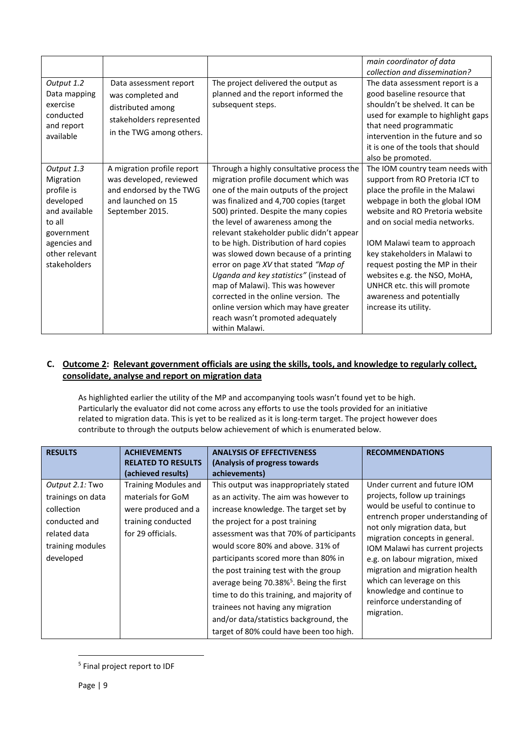| | | | |
|---|---|---|---|
| | | | *main coordinator of data collection and dissemination?* |
| *Output 1.2* Data mapping exercise conducted and report available | Data assessment report was completed and distributed among stakeholders represented in the TWG among others. | The project delivered the output as planned and the report informed the subsequent steps. | The data assessment report is a good baseline resource that shouldn't be shelved. It can be used for example to highlight gaps that need programmatic intervention in the future and so it is one of the tools that should also be promoted. |
| *Output 1.3* Migration profile is developed and available to all government agencies and other relevant stakeholders | A migration profile report was developed, reviewed and endorsed by the TWG and launched on 15 September 2015. | Through a highly consultative process the migration profile document which was one of the main outputs of the project was finalized and 4,700 copies (target 500) printed. Despite the many copies the level of awareness among the relevant stakeholder public didn't appear to be high. Distribution of hard copies was slowed down because of a printing error on page *XV* that stated *"Map of Uganda and key statistics"* (instead of map of Malawi). This was however corrected in the online version. The online version which may have greater reach wasn't promoted adequately within Malawi. | The IOM country team needs with support from RO Pretoria ICT to place the profile in the Malawi webpage in both the global IOM website and RO Pretoria website and on social media networks.<br><br>IOM Malawi team to approach key stakeholders in Malawi to request posting the MP in their websites e.g. the NSO, MoHA, UNHCR etc. this will promote awareness and potentially increase its utility. |

## C. Outcome 2: Relevant government officials are using the skills, tools, and knowledge to regularly collect, consolidate, analyse and report on migration data

As highlighted earlier the utility of the MP and accompanying tools wasn't found yet to be high. Particularly the evaluator did not come across any efforts to use the tools provided for an initiative related to migration data. This is yet to be realized as it is long-term target. The project however does contribute to through the outputs below achievement of which is enumerated below.

| **RESULTS** | **ACHIEVEMENTS RELATED TO RESULTS (achieved results)** | **ANALYSIS OF EFFECTIVENESS (Analysis of progress towards achievements)** | **RECOMMENDATIONS** |
|---|---|---|---|
| *Output 2.1:* Two trainings on data collection conducted and related data training modules developed | Training Modules and materials for GoM were produced and a training conducted for 29 officials. | This output was inappropriately stated as an activity. The aim was however to increase knowledge. The target set by the project for a post training assessment was that 70% of participants would score 80% and above. 31% of participants scored more than 80% in the post training test with the group average being 70.38%[5]. Being the first time to do this training, and majority of trainees not having any migration and/or data/statistics background, the target of 80% could have been too high. | Under current and future IOM projects, follow up trainings would be useful to continue to entrench proper understanding of not only migration data, but migration concepts in general. IOM Malawi has current projects e.g. on labour migration, mixed migration and migration health which can leverage on this knowledge and continue to reinforce understanding of migration. |

[5] Final project report to IDF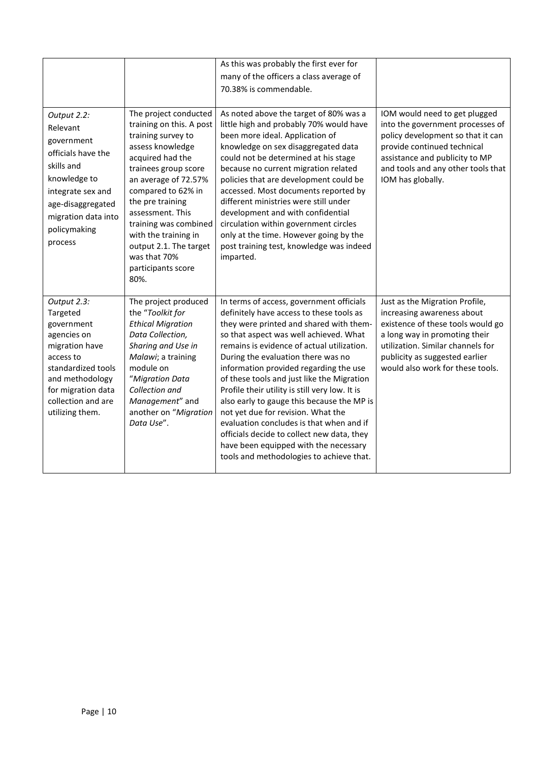| | | | |
|---|---|---|---|
| | | As this was probably the first ever for many of the officers a class average of 70.38% is commendable. | |
| *Output 2.2:* Relevant government officials have the skills and knowledge to integrate sex and age-disaggregated migration data into policymaking process | The project conducted training on this. A post training survey to assess knowledge acquired had the trainees group score an average of 72.57% compared to 62% in the pre training assessment. This training was combined with the training in output 2.1. The target was that 70% participants score 80%. | As noted above the target of 80% was a little high and probably 70% would have been more ideal. Application of knowledge on sex disaggregated data could not be determined at his stage because no current migration related policies that are development could be accessed. Most documents reported by different ministries were still under development and with confidential circulation within government circles only at the time. However going by the post training test, knowledge was indeed imparted. | IOM would need to get plugged into the government processes of policy development so that it can provide continued technical assistance and publicity to MP and tools and any other tools that IOM has globally. |
| *Output 2.3:* Targeted government agencies on migration have access to standardized tools and methodology for migration data collection and are utilizing them. | The project produced the "*Toolkit for Ethical Migration Data Collection, Sharing and Use in Malawi*; a training module on "*Migration Data Collection and Management*" and another on "*Migration Data Use*". | In terms of access, government officials definitely have access to these tools as they were printed and shared with them- so that aspect was well achieved. What remains is evidence of actual utilization. During the evaluation there was no information provided regarding the use of these tools and just like the Migration Profile their utility is still very low. It is also early to gauge this because the MP is not yet due for revision. What the evaluation concludes is that when and if officials decide to collect new data, they have been equipped with the necessary tools and methodologies to achieve that. | Just as the Migration Profile, increasing awareness about existence of these tools would go a long way in promoting their utilization. Similar channels for publicity as suggested earlier would also work for these tools. |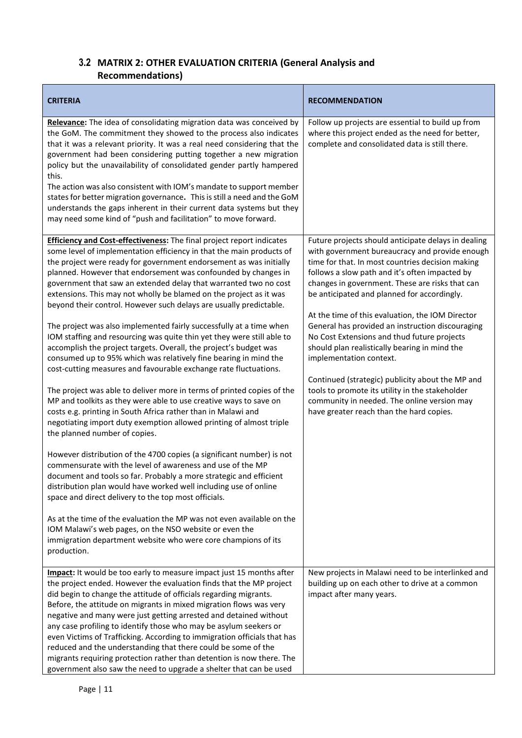## 3.2 MATRIX 2: OTHER EVALUATION CRITERIA (General Analysis and Recommendations)

| CRITERIA | RECOMMENDATION |
|---|---|
| **Relevance:** The idea of consolidating migration data was conceived by the GoM. The commitment they showed to the process also indicates that it was a relevant priority. It was a real need considering that the government had been considering putting together a new migration policy but the unavailability of consolidated gender partly hampered this.<br>The action was also consistent with IOM's mandate to support member states for better migration governance. This is still a need and the GoM understands the gaps inherent in their current data systems but they may need some kind of "push and facilitation" to move forward. | Follow up projects are essential to build up from where this project ended as the need for better, complete and consolidated data is still there. |
| **Efficiency and Cost-effectiveness:** The final project report indicates some level of implementation efficiency in that the main products of the project were ready for government endorsement as was initially planned. However that endorsement was confounded by changes in government that saw an extended delay that warranted two no cost extensions. This may not wholly be blamed on the project as it was beyond their control. However such delays are usually predictable.<br><br>The project was also implemented fairly successfully at a time when IOM staffing and resourcing was quite thin yet they were still able to accomplish the project targets. Overall, the project's budget was consumed up to 95% which was relatively fine bearing in mind the cost-cutting measures and favourable exchange rate fluctuations.<br><br>The project was able to deliver more in terms of printed copies of the MP and toolkits as they were able to use creative ways to save on costs e.g. printing in South Africa rather than in Malawi and negotiating import duty exemption allowed printing of almost triple the planned number of copies.<br><br>However distribution of the 4700 copies (a significant number) is not commensurate with the level of awareness and use of the MP document and tools so far. Probably a more strategic and efficient distribution plan would have worked well including use of online space and direct delivery to the top most officials.<br><br>As at the time of the evaluation the MP was not even available on the IOM Malawi's web pages, on the NSO website or even the immigration department website who were core champions of its production. | Future projects should anticipate delays in dealing with government bureaucracy and provide enough time for that. In most countries decision making follows a slow path and it's often impacted by changes in government. These are risks that can be anticipated and planned for accordingly.<br><br>At the time of this evaluation, the IOM Director General has provided an instruction discouraging No Cost Extensions and thud future projects should plan realistically bearing in mind the implementation context.<br><br>Continued (strategic) publicity about the MP and tools to promote its utility in the stakeholder community in needed. The online version may have greater reach than the hard copies. |
| **Impact:** It would be too early to measure impact just 15 months after the project ended. However the evaluation finds that the MP project did begin to change the attitude of officials regarding migrants. Before, the attitude on migrants in mixed migration flows was very negative and many were just getting arrested and detained without any case profiling to identify those who may be asylum seekers or even Victims of Trafficking. According to immigration officials that has reduced and the understanding that there could be some of the migrants requiring protection rather than detention is now there. The government also saw the need to upgrade a shelter that can be used | New projects in Malawi need to be interlinked and building up on each other to drive at a common impact after many years. |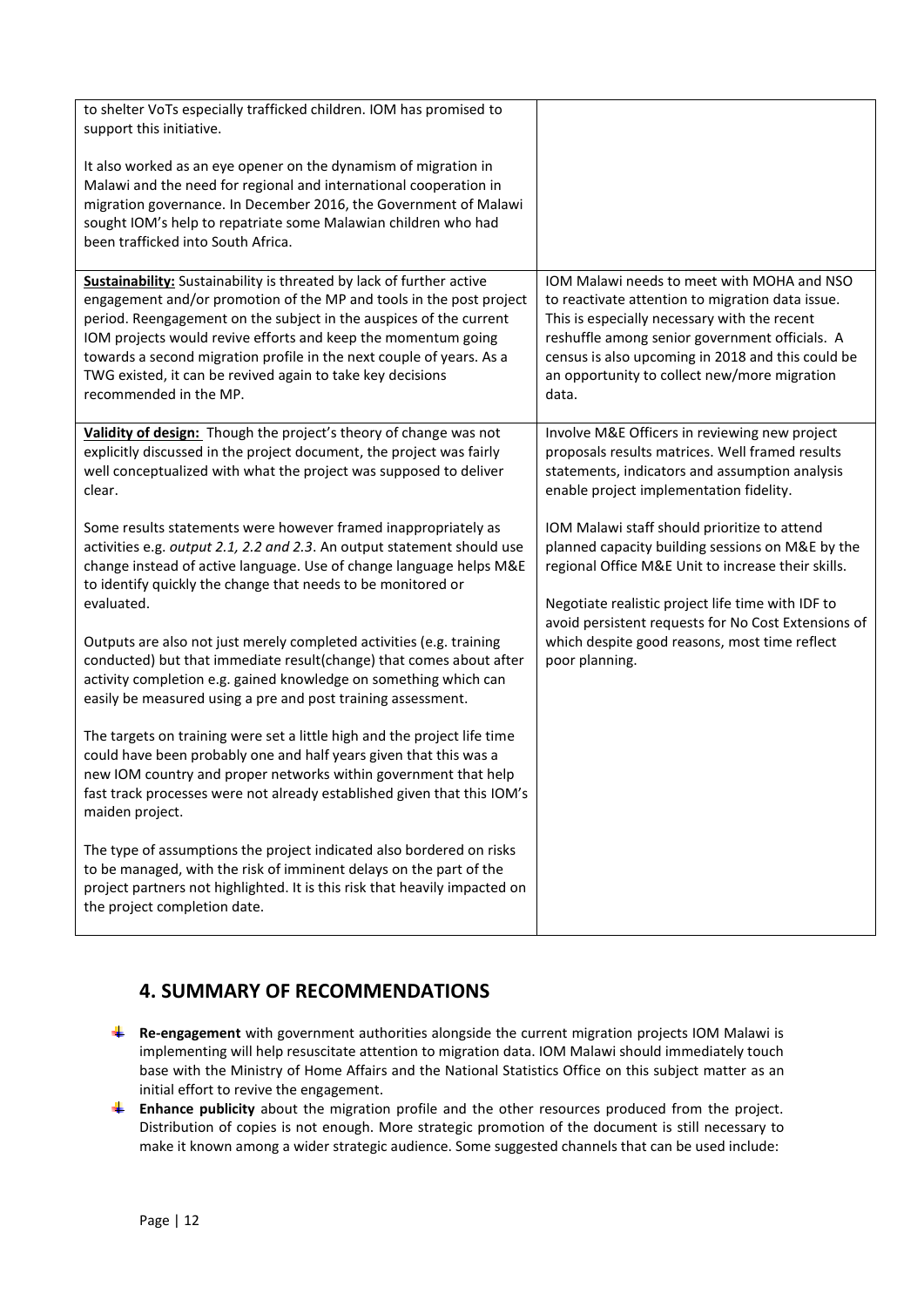| | |
|---|---|
| to shelter VoTs especially trafficked children. IOM has promised to support this initiative.<br><br>It also worked as an eye opener on the dynamism of migration in Malawi and the need for regional and international cooperation in migration governance. In December 2016, the Government of Malawi sought IOM's help to repatriate some Malawian children who had been trafficked into South Africa. | |
| **Sustainability:** Sustainability is threated by lack of further active engagement and/or promotion of the MP and tools in the post project period. Reengagement on the subject in the auspices of the current IOM projects would revive efforts and keep the momentum going towards a second migration profile in the next couple of years. As a TWG existed, it can be revived again to take key decisions recommended in the MP. | IOM Malawi needs to meet with MOHA and NSO to reactivate attention to migration data issue. This is especially necessary with the recent reshuffle among senior government officials. A census is also upcoming in 2018 and this could be an opportunity to collect new/more migration data. |
| **Validity of design:** Though the project's theory of change was not explicitly discussed in the project document, the project was fairly well conceptualized with what the project was supposed to deliver clear.<br><br>Some results statements were however framed inappropriately as activities e.g. *output 2.1, 2.2 and 2.3*. An output statement should use change instead of active language. Use of change language helps M&E to identify quickly the change that needs to be monitored or evaluated.<br><br>Outputs are also not just merely completed activities (e.g. training conducted) but that immediate result(change) that comes about after activity completion e.g. gained knowledge on something which can easily be measured using a pre and post training assessment.<br><br>The targets on training were set a little high and the project life time could have been probably one and half years given that this was a new IOM country and proper networks within government that help fast track processes were not already established given that this IOM's maiden project.<br><br>The type of assumptions the project indicated also bordered on risks to be managed, with the risk of imminent delays on the part of the project partners not highlighted. It is this risk that heavily impacted on the project completion date. | Involve M&E Officers in reviewing new project proposals results matrices. Well framed results statements, indicators and assumption analysis enable project implementation fidelity.<br><br>IOM Malawi staff should prioritize to attend planned capacity building sessions on M&E by the regional Office M&E Unit to increase their skills.<br><br>Negotiate realistic project life time with IDF to avoid persistent requests for No Cost Extensions of which despite good reasons, most time reflect poor planning. |

## 4. SUMMARY OF RECOMMENDATIONS

- **Re-engagement** with government authorities alongside the current migration projects IOM Malawi is implementing will help resuscitate attention to migration data. IOM Malawi should immediately touch base with the Ministry of Home Affairs and the National Statistics Office on this subject matter as an initial effort to revive the engagement.
- **Enhance publicity** about the migration profile and the other resources produced from the project. Distribution of copies is not enough. More strategic promotion of the document is still necessary to make it known among a wider strategic audience. Some suggested channels that can be used include: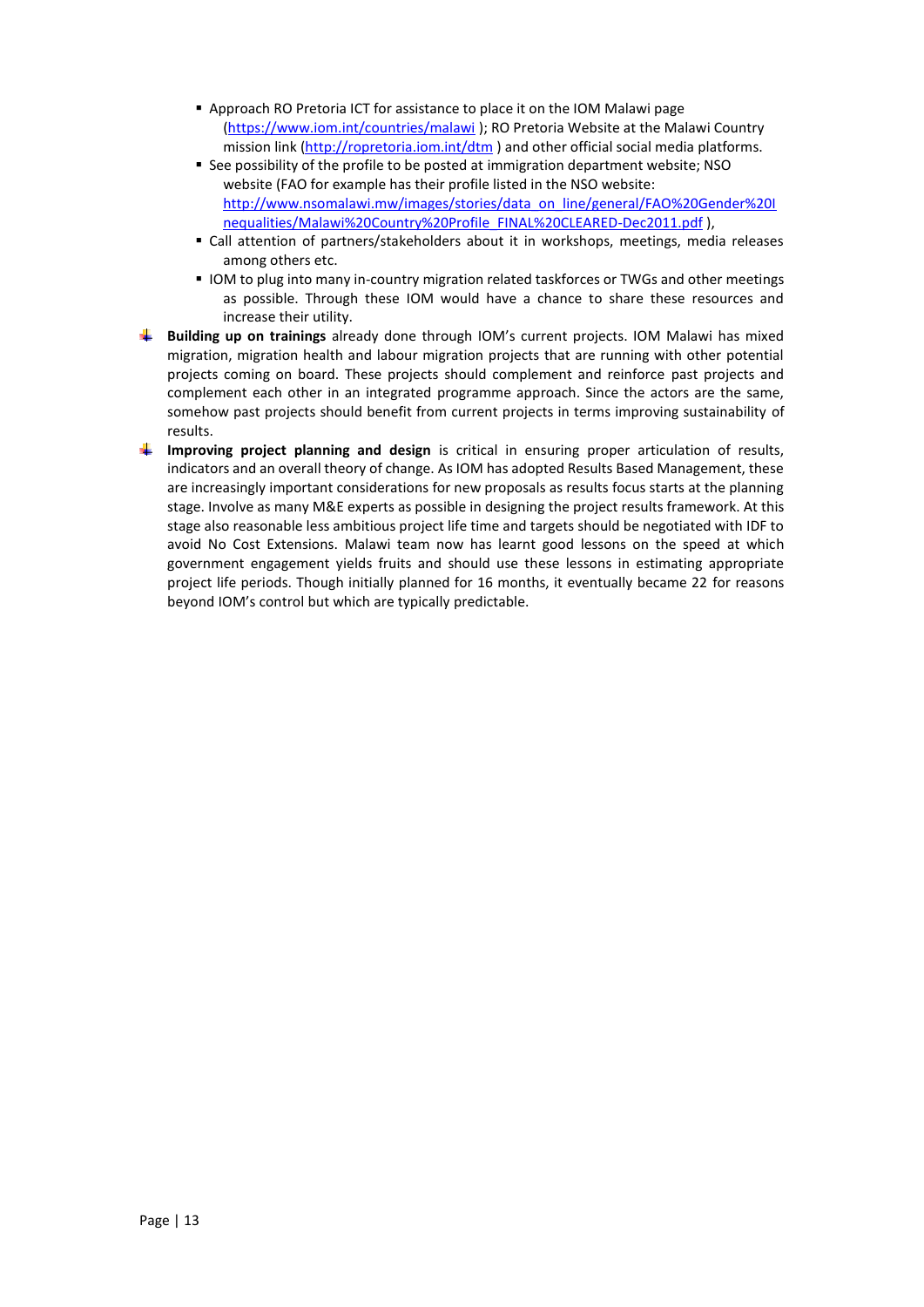- Approach RO Pretoria ICT for assistance to place it on the IOM Malawi page (https://www.iom.int/countries/malawi ); RO Pretoria Website at the Malawi Country mission link (http://ropretoria.iom.int/dtm ) and other official social media platforms.
  - See possibility of the profile to be posted at immigration department website; NSO website (FAO for example has their profile listed in the NSO website: http://www.nsomalawi.mw/images/stories/data_on_line/general/FAO%20Gender%20Inequalities/Malawi%20Country%20Profile_FINAL%20CLEARED-Dec2011.pdf ),
  - Call attention of partners/stakeholders about it in workshops, meetings, media releases among others etc.
  - IOM to plug into many in-country migration related taskforces or TWGs and other meetings as possible. Through these IOM would have a chance to share these resources and increase their utility.

- **Building up on trainings** already done through IOM's current projects. IOM Malawi has mixed migration, migration health and labour migration projects that are running with other potential projects coming on board. These projects should complement and reinforce past projects and complement each other in an integrated programme approach. Since the actors are the same, somehow past projects should benefit from current projects in terms improving sustainability of results.
- **Improving project planning and design** is critical in ensuring proper articulation of results, indicators and an overall theory of change. As IOM has adopted Results Based Management, these are increasingly important considerations for new proposals as results focus starts at the planning stage. Involve as many M&E experts as possible in designing the project results framework. At this stage also reasonable less ambitious project life time and targets should be negotiated with IDF to avoid No Cost Extensions. Malawi team now has learnt good lessons on the speed at which government engagement yields fruits and should use these lessons in estimating appropriate project life periods. Though initially planned for 16 months, it eventually became 22 for reasons beyond IOM's control but which are typically predictable.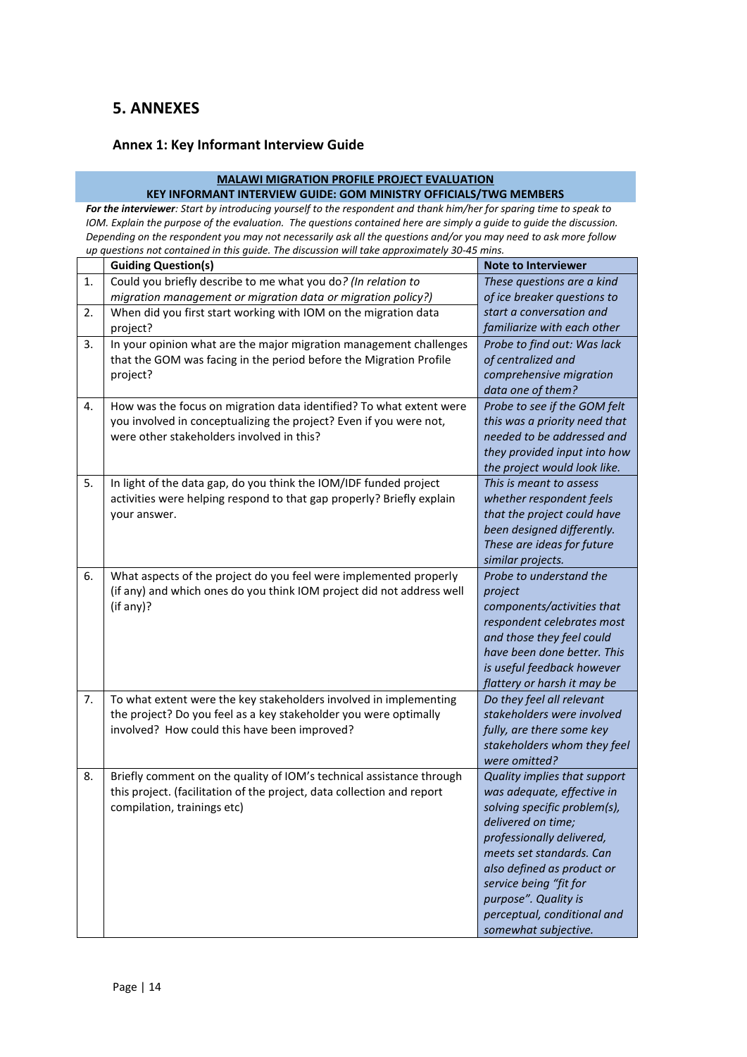## 5. ANNEXES

### Annex 1: Key Informant Interview Guide

**MALAWI MIGRATION PROFILE PROJECT EVALUATION**

**KEY INFORMANT INTERVIEW GUIDE: GOM MINISTRY OFFICIALS/TWG MEMBERS**

***For the interviewer**: Start by introducing yourself to the respondent and thank him/her for sparing time to speak to IOM. Explain the purpose of the evaluation. The questions contained here are simply a guide to guide the discussion. Depending on the respondent you may not necessarily ask all the questions and/or you may need to ask more follow up questions not contained in this guide. The discussion will take approximately 30-45 mins.*

| | Guiding Question(s) | Note to Interviewer |
|---|---|---|
| 1. | Could you briefly describe to me what you do*? (In relation to migration management or migration data or migration policy?)* | *These questions are a kind of ice breaker questions to start a conversation and familiarize with each other* |
| 2. | When did you first start working with IOM on the migration data project? | |
| 3. | In your opinion what are the major migration management challenges that the GOM was facing in the period before the Migration Profile project? | *Probe to find out: Was lack of centralized and comprehensive migration data one of them?* |
| 4. | How was the focus on migration data identified? To what extent were you involved in conceptualizing the project? Even if you were not, were other stakeholders involved in this? | *Probe to see if the GOM felt this was a priority need that needed to be addressed and they provided input into how the project would look like.* |
| 5. | In light of the data gap, do you think the IOM/IDF funded project activities were helping respond to that gap properly? Briefly explain your answer. | *This is meant to assess whether respondent feels that the project could have been designed differently. These are ideas for future similar projects.* |
| 6. | What aspects of the project do you feel were implemented properly (if any) and which ones do you think IOM project did not address well (if any)? | *Probe to understand the project components/activities that respondent celebrates most and those they feel could have been done better. This is useful feedback however flattery or harsh it may be* |
| 7. | To what extent were the key stakeholders involved in implementing the project? Do you feel as a key stakeholder you were optimally involved? How could this have been improved? | *Do they feel all relevant stakeholders were involved fully, are there some key stakeholders whom they feel were omitted?* |
| 8. | Briefly comment on the quality of IOM's technical assistance through this project. (facilitation of the project, data collection and report compilation, trainings etc) | *Quality implies that support was adequate, effective in solving specific problem(s), delivered on time; professionally delivered, meets set standards. Can also defined as product or service being "fit for purpose". Quality is perceptual, conditional and somewhat subjective.* |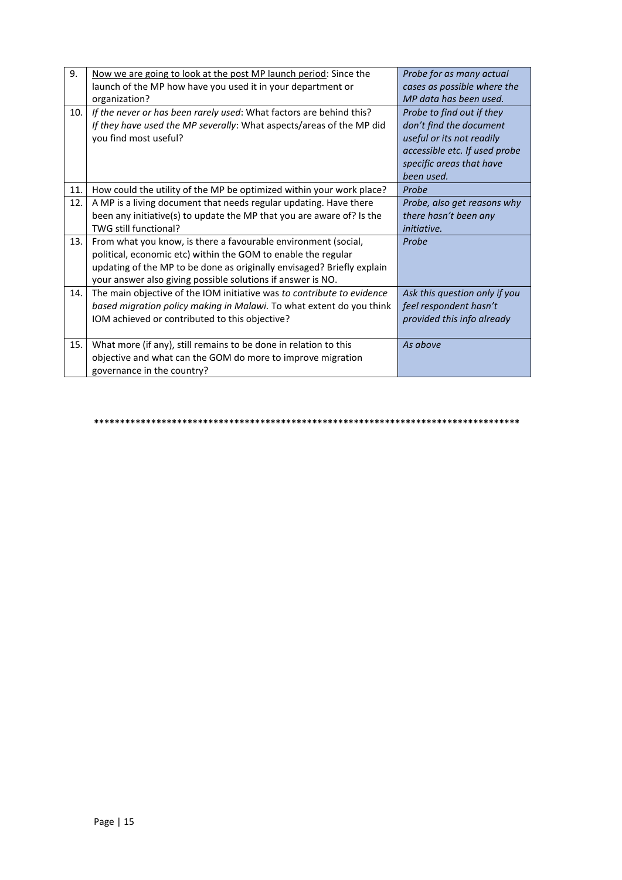| 9. | <u>Now we are going to look at the post MP launch period</u>: Since the launch of the MP how have you used it in your department or organization? | *Probe for as many actual cases as possible where the MP data has been used.* |
|---|---|---|
| 10. | *If the never or has been rarely used*: What factors are behind this? *If they have used the MP severally*: What aspects/areas of the MP did you find most useful? | *Probe to find out if they don't find the document useful or its not readily accessible etc. If used probe specific areas that have been used.* |
| 11. | How could the utility of the MP be optimized within your work place? | *Probe* |
| 12. | A MP is a living document that needs regular updating. Have there been any initiative(s) to update the MP that you are aware of? Is the TWG still functional? | *Probe, also get reasons why there hasn't been any initiative.* |
| 13. | From what you know, is there a favourable environment (social, political, economic etc) within the GOM to enable the regular updating of the MP to be done as originally envisaged? Briefly explain your answer also giving possible solutions if answer is NO. | *Probe* |
| 14. | The main objective of the IOM initiative was *to contribute to evidence based migration policy making in Malawi.* To what extent do you think IOM achieved or contributed to this objective? | *Ask this question only if you feel respondent hasn't provided this info already* |
| 15. | What more (if any), still remains to be done in relation to this objective and what can the GOM do more to improve migration governance in the country? | *As above* |

************************************************************************************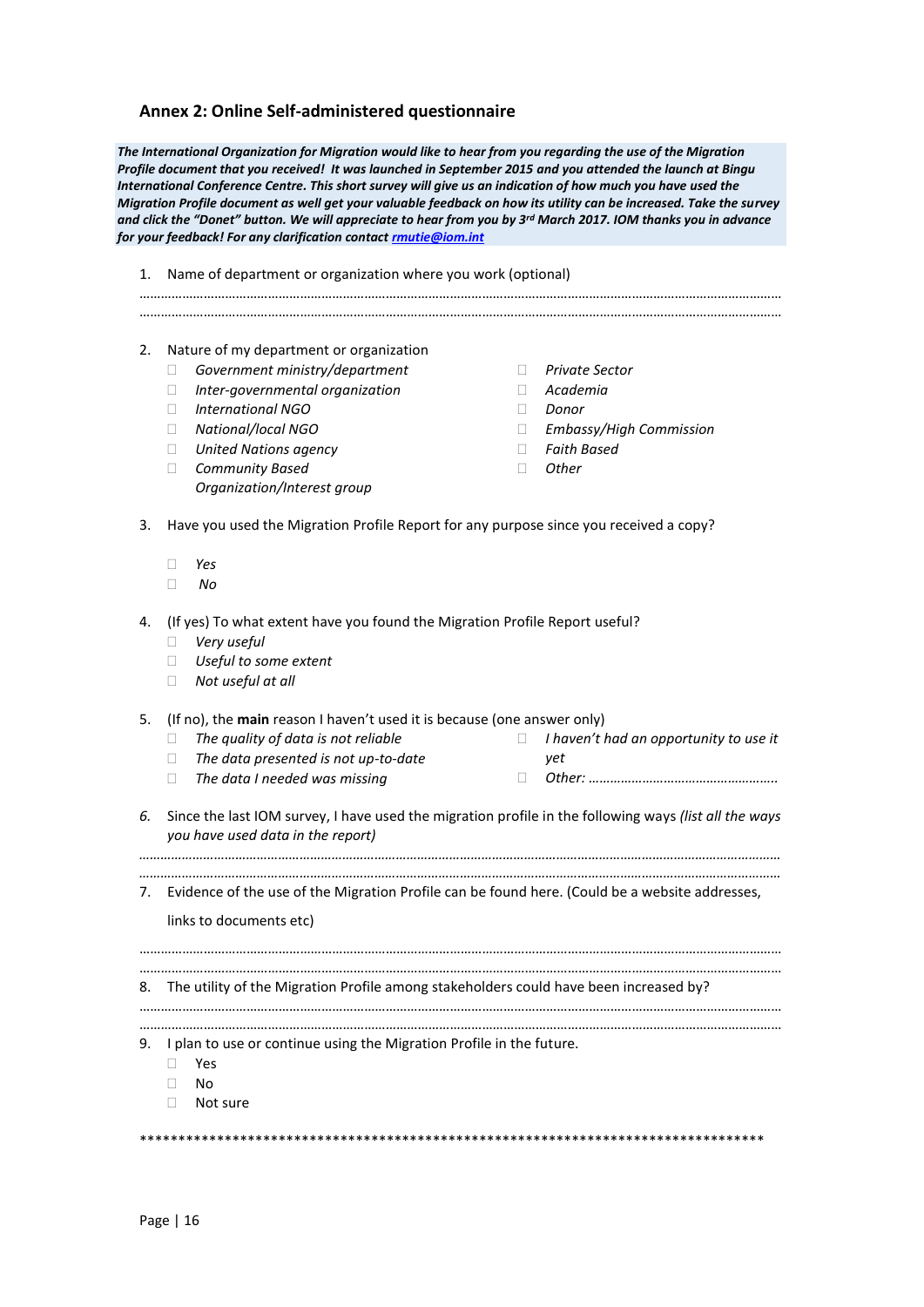## Annex 2: Online Self-administered questionnaire

***The International Organization for Migration would like to hear from you regarding the use of the Migration Profile document that you received! It was launched in September 2015 and you attended the launch at Bingu International Conference Centre. This short survey will give us an indication of how much you have used the Migration Profile document as well get your valuable feedback on how its utility can be increased. Take the survey and click the "Donet" button. We will appreciate to hear from you by 3rd March 2017. IOM thanks you in advance for your feedback! For any clarification contact [rmutie@iom.int](mailto:rmutie@iom.int)***

1. Name of department or organization where you work (optional)

   …………………………………………………………………………………………………………………………………………………………
   …………………………………………………………………………………………………………………………………………………………

2. Nature of my department or organization
   - ☐ *Government ministry/department*
   - ☐ *Inter-governmental organization*
   - ☐ *International NGO*
   - ☐ *National/local NGO*
   - ☐ *United Nations agency*
   - ☐ *Community Based Organization/Interest group*
   - ☐ *Private Sector*
   - ☐ *Academia*
   - ☐ *Donor*
   - ☐ *Embassy/High Commission*
   - ☐ *Faith Based*
   - ☐ *Other*

3. Have you used the Migration Profile Report for any purpose since you received a copy?
   - ☐ *Yes*
   - ☐ *No*

4. (If yes) To what extent have you found the Migration Profile Report useful?
   - ☐ *Very useful*
   - ☐ *Useful to some extent*
   - ☐ *Not useful at all*

5. (If no), the **main** reason I haven't used it is because (one answer only)
   - ☐ *The quality of data is not reliable*
   - ☐ *The data presented is not up-to-date*
   - ☐ *The data I needed was missing*
   - ☐ *I haven't had an opportunity to use it yet*
   - ☐ *Other: …………………………………………….*

6. Since the last IOM survey, I have used the migration profile in the following ways *(list all the ways you have used data in the report)*

   …………………………………………………………………………………………………………………………………………………………
   …………………………………………………………………………………………………………………………………………………………

7. Evidence of the use of the Migration Profile can be found here. (Could be a website addresses, links to documents etc)

   …………………………………………………………………………………………………………………………………………………………
   …………………………………………………………………………………………………………………………………………………………

8. The utility of the Migration Profile among stakeholders could have been increased by?

   …………………………………………………………………………………………………………………………………………………………
   …………………………………………………………………………………………………………………………………………………………

9. I plan to use or continue using the Migration Profile in the future.
   - ☐ Yes
   - ☐ No
   - ☐ Not sure

**************************************************************************************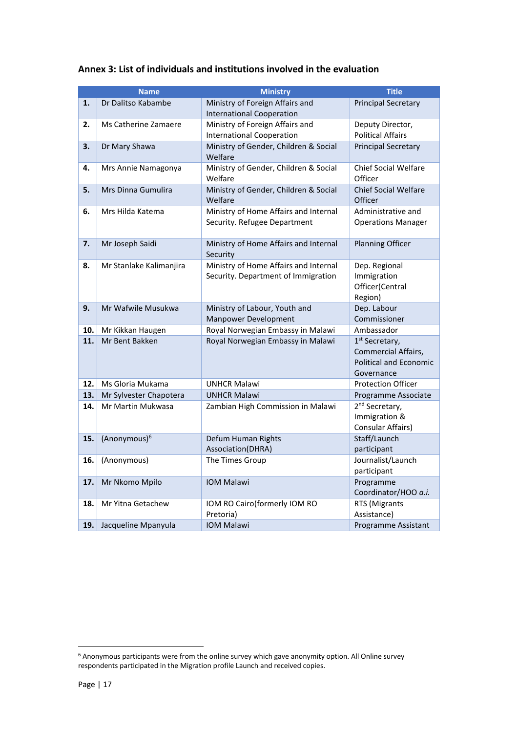### Annex 3: List of individuals and institutions involved in the evaluation

| | Name | Ministry | Title |
|---|---|---|---|
| **1.** | Dr Dalitso Kababme | Ministry of Foreign Affairs and International Cooperation | Principal Secretary |
| **2.** | Ms Catherine Zamaere | Ministry of Foreign Affairs and International Cooperation | Deputy Director, Political Affairs |
| **3.** | Dr Mary Shawa | Ministry of Gender, Children & Social Welfare | Principal Secretary |
| **4.** | Mrs Annie Namagonya | Ministry of Gender, Children & Social Welfare | Chief Social Welfare Officer |
| **5.** | Mrs Dinna Gumulira | Ministry of Gender, Children & Social Welfare | Chief Social Welfare Officer |
| **6.** | Mrs Hilda Katema | Ministry of Home Affairs and Internal Security. Refugee Department | Administrative and Operations Manager |
| **7.** | Mr Joseph Saidi | Ministry of Home Affairs and Internal Security | Planning Officer |
| **8.** | Mr Stanlake Kalimanjira | Ministry of Home Affairs and Internal Security. Department of Immigration | Dep. Regional Immigration Officer(Central Region) |
| **9.** | Mr Wafwile Musukwa | Ministry of Labour, Youth and Manpower Development | Dep. Labour Commissioner |
| **10.** | Mr Kikkan Haugen | Royal Norwegian Embassy in Malawi | Ambassador |
| **11.** | Mr Bent Bakken | Royal Norwegian Embassy in Malawi | 1st Secretary, Commercial Affairs, Political and Economic Governance |
| **12.** | Ms Gloria Mukama | UNHCR Malawi | Protection Officer |
| **13.** | Mr Sylvester Chapotera | UNHCR Malawi | Programme Associate |
| **14.** | Mr Martin Mukwasa | Zambian High Commission in Malawi | 2nd Secretary, Immigration & Consular Affairs) |
| **15.** | (Anonymous)[6] | Defum Human Rights Association(DHRA) | Staff/Launch participant |
| **16.** | (Anonymous) | The Times Group | Journalist/Launch participant |
| **17.** | Mr Nkomo Mpilo | IOM Malawi | Programme Coordinator/HOO *a.i.* |
| **18.** | Mr Yitna Getachew | IOM RO Cairo(formerly IOM RO Pretoria) | RTS (Migrants Assistance) |
| **19.** | Jacqueline Mpanyula | IOM Malawi | Programme Assistant |

[6] Anonymous participants were from the online survey which gave anonymity option. All Online survey respondents participated in the Migration profile Launch and received copies.